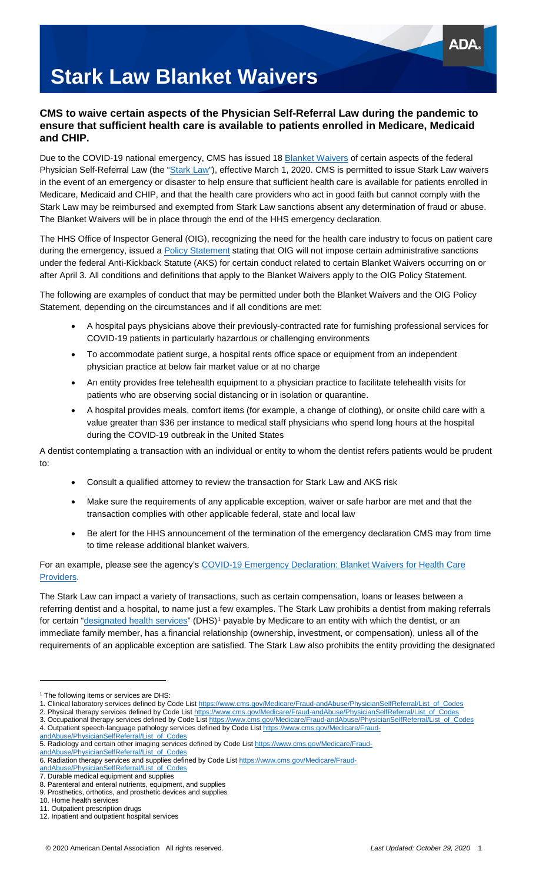# Stark Law Blanket Waivers

**CMS to waive certain aspects of the Physician Self-Referral Law during the pandemic to ensure that sufficient health care is available to patients enrolled in Medicare, Medicaid and CHIP.**

Due to the COVID-19 national emergency, CMS has issued 18 Blanket Waivers of certain aspects of the federal Physician Self-Referral Law (the "Stark Law"), effective March 1, 2020. CMS is permitted to issue Stark Law waivers in the event of an emergency or disaster to help ensure that sufficient health care is available for patients enrolled in Medicare, Medicaid and CHIP, and that the health care providers who act in good faith but cannot comply with the Stark Law may be reimbursed and exempted from Stark Law sanctions absent any determination of fraud or abuse. The Blanket Waivers will be in place through the end of the HHS emergency declaration.

The HHS Office of Inspector General (OIG), recognizing the need for the health care industry to focus on patient care during the emergency, issued a Policy Statement stating that OIG will not impose certain administrative sanctions under the federal Anti-Kickback Statute (AKS) for certain conduct related to certain Blanket Waivers occurring on or after April 3. All conditions and definitions that apply to the Blanket Waivers apply to the OIG Policy Statement.

The following are examples of conduct that may be permitted under both the Blanket Waivers and the OIG Policy Statement, depending on the circumstances and if all conditions are met:

- A hospital pays physicians above their previously-contracted rate for furnishing professional services for COVID-19 patients in particularly hazardous or challenging environments
- To accommodate patient surge, a hospital rents office space or equipment from an independent physician practice at below fair market value or at no charge
- An entity provides free telehealth equipment to a physician practice to facilitate telehealth visits for patients who are observing social distancing or in isolation or quarantine.
- A hospital provides meals, comfort items (for example, a change of clothing), or onsite child care with a value greater than $36 per instance to medical staff physicians who spend long hours at the hospital during the COVID-19 outbreak in the United States

A dentist contemplating a transaction with an individual or entity to whom the dentist refers patients would be prudent to:

- Consult a qualified attorney to review the transaction for Stark Law and AKS risk
- Make sure the requirements of any applicable exception, waiver or safe harbor are met and that the transaction complies with other applicable federal, state and local law
- Be alert for the HHS announcement of the termination of the emergency declaration CMS may from time to time release additional blanket waivers.

For an example, please see the agency's COVID-19 Emergency Declaration: Blanket Waivers for Health Care Providers.

The Stark Law can impact a variety of transactions, such as certain compensation, loans or leases between a referring dentist and a hospital, to name just a few examples. The Stark Law prohibits a dentist from making referrals for certain "designated health services" (DHS)[1] payable by Medicare to an entity with which the dentist, or an immediate family member, has a financial relationship (ownership, investment, or compensation), unless all of the requirements of an applicable exception are satisfied. The Stark Law also prohibits the entity providing the designated

---

[1] The following items or services are DHS:

1. Clinical laboratory services defined by Code List https://www.cms.gov/Medicare/Fraud-andAbuse/PhysicianSelfReferral/List_of_Codes
2. Physical therapy services defined by Code List https://www.cms.gov/Medicare/Fraud-andAbuse/PhysicianSelfReferral/List_of_Codes
3. Occupational therapy services defined by Code List https://www.cms.gov/Medicare/Fraud-andAbuse/PhysicianSelfReferral/List_of_Codes
4. Outpatient speech-language pathology services defined by Code List https://www.cms.gov/Medicare/Fraud-andAbuse/PhysicianSelfReferral/List_of_Codes
5. Radiology and certain other imaging services defined by Code List https://www.cms.gov/Medicare/Fraud-andAbuse/PhysicianSelfReferral/List_of_Codes
6. Radiation therapy services and supplies defined by Code List https://www.cms.gov/Medicare/Fraud-andAbuse/PhysicianSelfReferral/List_of_Codes
7. Durable medical equipment and supplies
8. Parenteral and enteral nutrients, equipment, and supplies
9. Prosthetics, orthotics, and prosthetic devices and supplies
10. Home health services
11. Outpatient prescription drugs
12. Inpatient and outpatient hospital services

© 2020 American Dental Association All rights reserved. *Last Updated: October 29, 2020*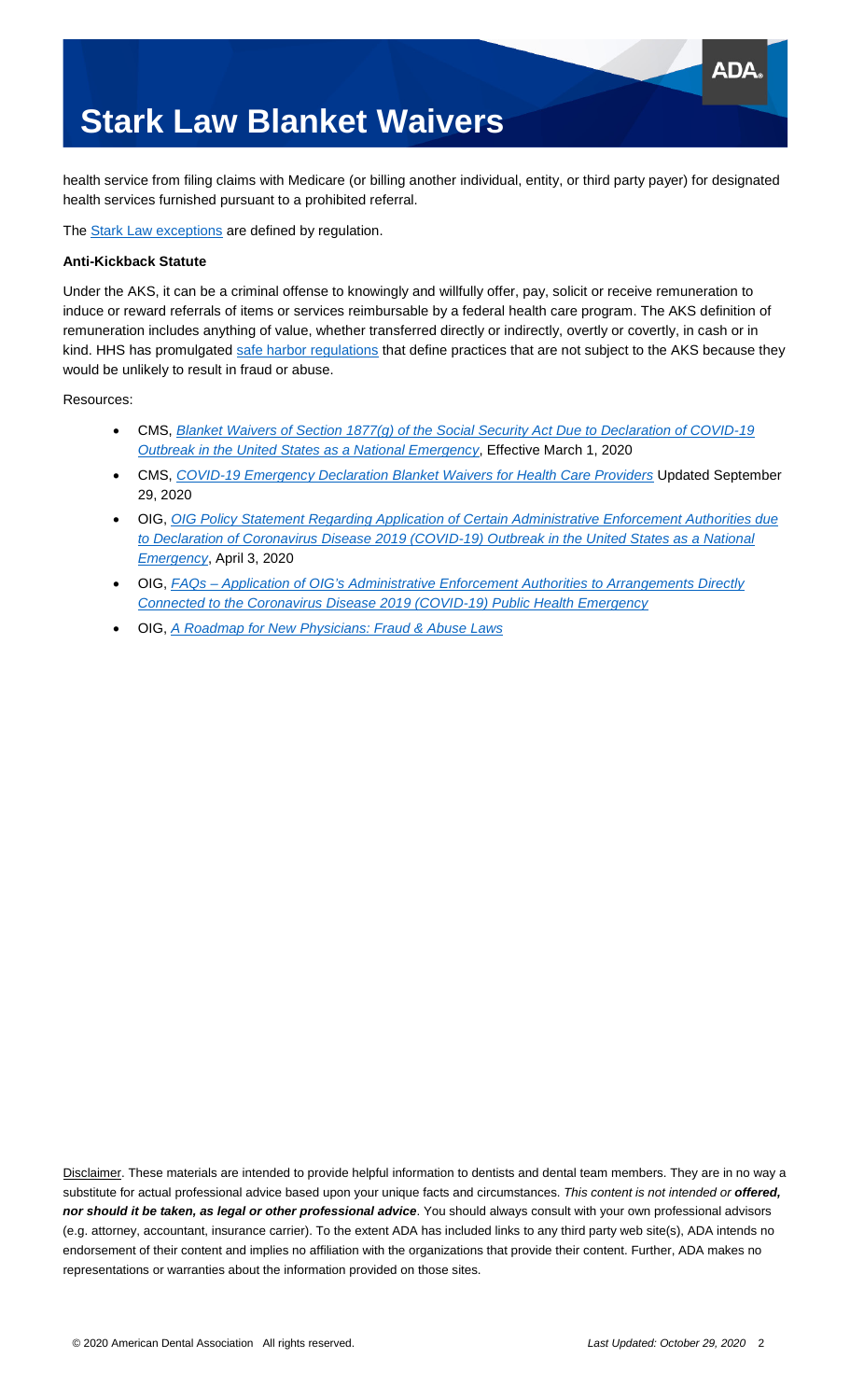health service from filing claims with Medicare (or billing another individual, entity, or third party payer) for designated health services furnished pursuant to a prohibited referral.

The Stark Law exceptions are defined by regulation.

**Anti-Kickback Statute**

Under the AKS, it can be a criminal offense to knowingly and willfully offer, pay, solicit or receive remuneration to induce or reward referrals of items or services reimbursable by a federal health care program. The AKS definition of remuneration includes anything of value, whether transferred directly or indirectly, overtly or covertly, in cash or in kind. HHS has promulgated safe harbor regulations that define practices that are not subject to the AKS because they would be unlikely to result in fraud or abuse.

Resources:

- CMS, *Blanket Waivers of Section 1877(g) of the Social Security Act Due to Declaration of COVID-19 Outbreak in the United States as a National Emergency*, Effective March 1, 2020
- CMS, *COVID-19 Emergency Declaration Blanket Waivers for Health Care Providers* Updated September 29, 2020
- OIG, *OIG Policy Statement Regarding Application of Certain Administrative Enforcement Authorities due to Declaration of Coronavirus Disease 2019 (COVID-19) Outbreak in the United States as a National Emergency*, April 3, 2020
- OIG, *FAQs – Application of OIG's Administrative Enforcement Authorities to Arrangements Directly Connected to the Coronavirus Disease 2019 (COVID-19) Public Health Emergency*
- OIG, *A Roadmap for New Physicians: Fraud & Abuse Laws*

Disclaimer. These materials are intended to provide helpful information to dentists and dental team members. They are in no way a substitute for actual professional advice based upon your unique facts and circumstances. *This content is not intended or* ***offered, nor should it be taken, as legal or other professional advice***. You should always consult with your own professional advisors (e.g. attorney, accountant, insurance carrier). To the extent ADA has included links to any third party web site(s), ADA intends no endorsement of their content and implies no affiliation with the organizations that provide their content. Further, ADA makes no representations or warranties about the information provided on those sites.